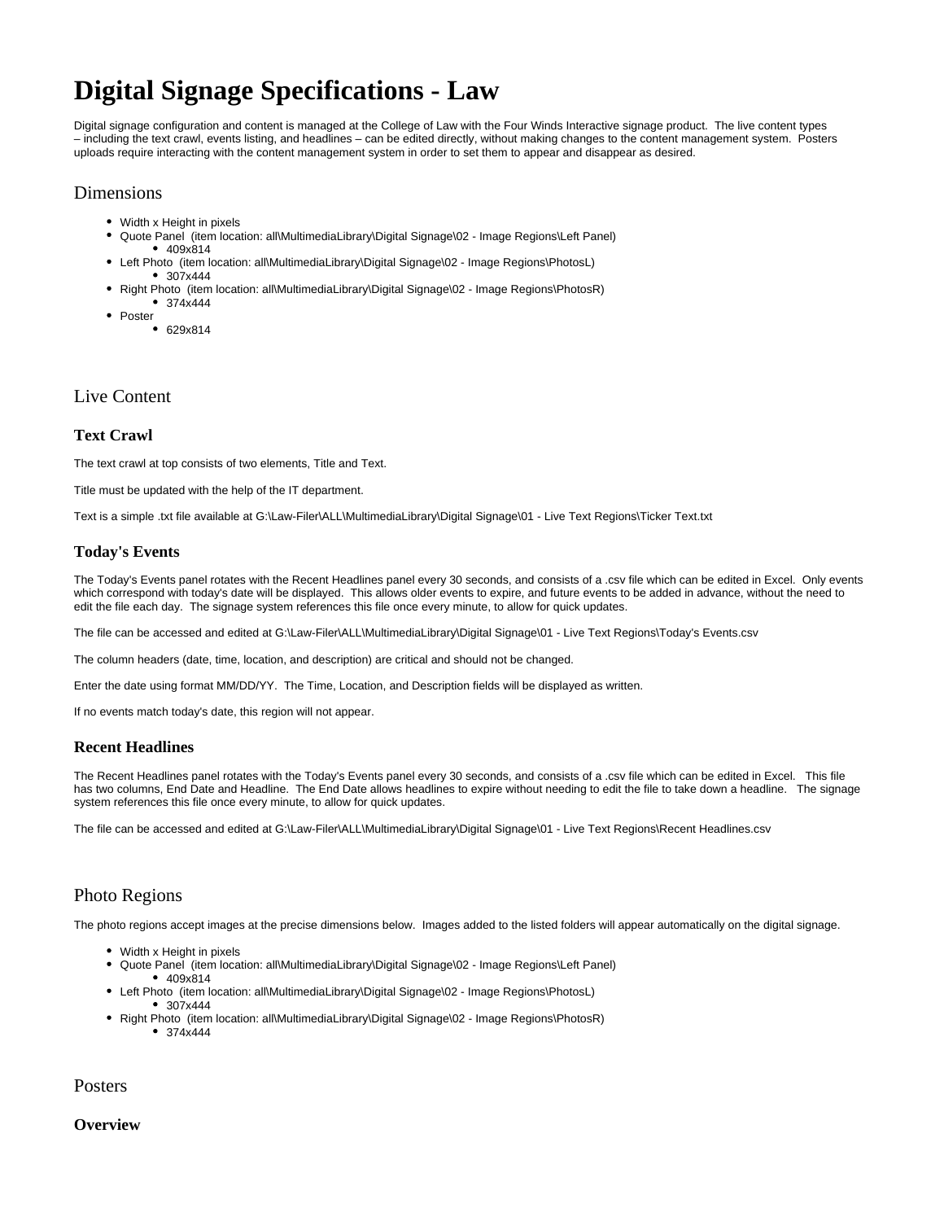# Digital Signage Specifications - Law

Digital signage configuration and content is managed at the College of Law with the Four Winds Interactive signage product. The live content types – including the text crawl, events listing, and headlines – can be edited directly, without making changes to the content management system. Posters uploads require interacting with the content management system in order to set them to appear and disappear as desired.

## Dimensions

- Width x Height in pixels
- Quote Panel (item location: all\MultimediaLibrary\Digital Signage\02 - Image Regions\Left Panel)
  - 409x814
- Left Photo (item location: all\MultimediaLibrary\Digital Signage\02 - Image Regions\PhotosL)
  - 307x444
- Right Photo (item location: all\MultimediaLibrary\Digital Signage\02 - Image Regions\PhotosR)
  - 374x444
- Poster
  - 629x814

## Live Content

### Text Crawl

The text crawl at top consists of two elements, Title and Text.

Title must be updated with the help of the IT department.

Text is a simple .txt file available at G:\Law-Filer\ALL\MultimediaLibrary\Digital Signage\01 - Live Text Regions\Ticker Text.txt

### Today's Events

The Today's Events panel rotates with the Recent Headlines panel every 30 seconds, and consists of a .csv file which can be edited in Excel. Only events which correspond with today's date will be displayed. This allows older events to expire, and future events to be added in advance, without the need to edit the file each day. The signage system references this file once every minute, to allow for quick updates.

The file can be accessed and edited at G:\Law-Filer\ALL\MultimediaLibrary\Digital Signage\01 - Live Text Regions\Today's Events.csv

The column headers (date, time, location, and description) are critical and should not be changed.

Enter the date using format MM/DD/YY. The Time, Location, and Description fields will be displayed as written.

If no events match today's date, this region will not appear.

### Recent Headlines

The Recent Headlines panel rotates with the Today's Events panel every 30 seconds, and consists of a .csv file which can be edited in Excel. This file has two columns, End Date and Headline. The End Date allows headlines to expire without needing to edit the file to take down a headline. The signage system references this file once every minute, to allow for quick updates.

The file can be accessed and edited at G:\Law-Filer\ALL\MultimediaLibrary\Digital Signage\01 - Live Text Regions\Recent Headlines.csv

## Photo Regions

The photo regions accept images at the precise dimensions below. Images added to the listed folders will appear automatically on the digital signage.

- Width x Height in pixels
- Quote Panel (item location: all\MultimediaLibrary\Digital Signage\02 - Image Regions\Left Panel)
  - 409x814
- Left Photo (item location: all\MultimediaLibrary\Digital Signage\02 - Image Regions\PhotosL)
  - 307x444
- Right Photo (item location: all\MultimediaLibrary\Digital Signage\02 - Image Regions\PhotosR)
  - 374x444

## Posters

### Overview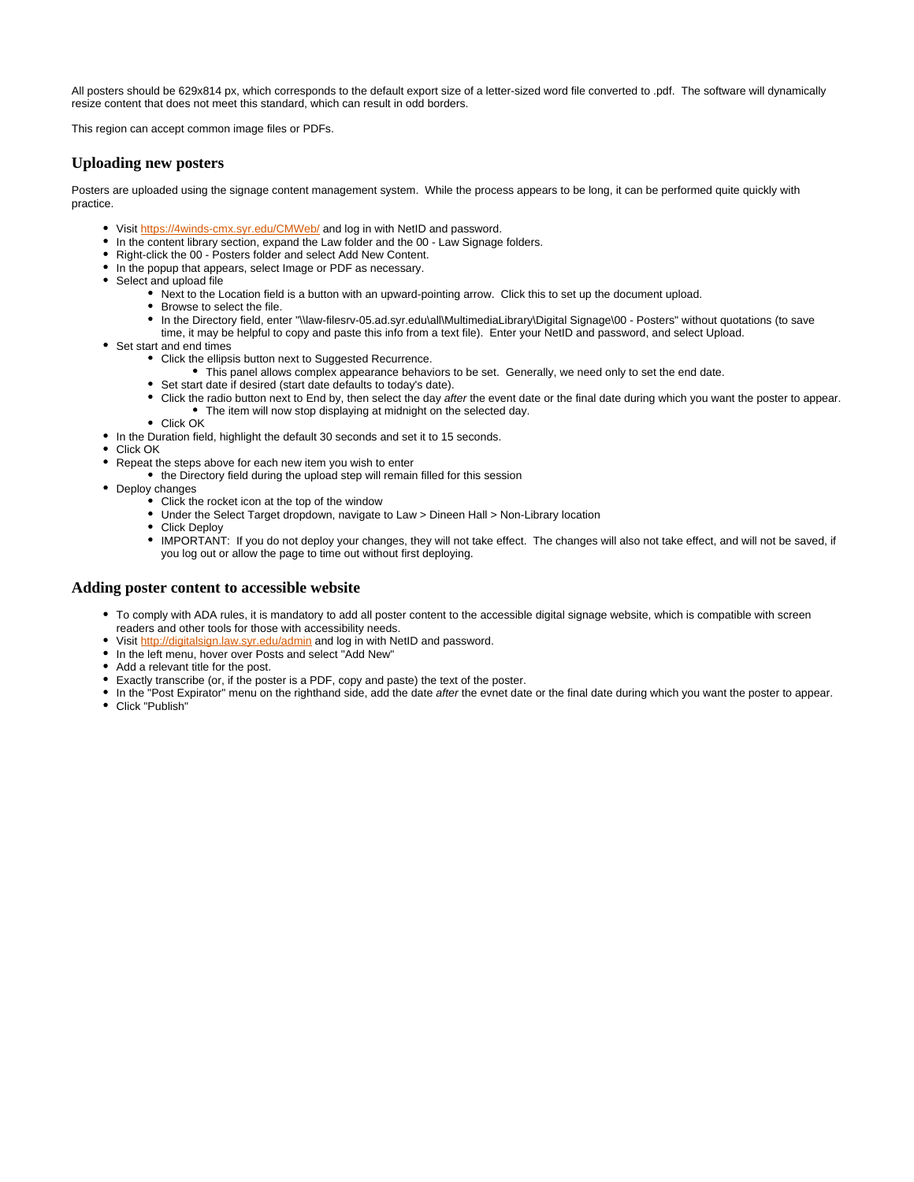All posters should be 629x814 px, which corresponds to the default export size of a letter-sized word file converted to .pdf. The software will dynamically resize content that does not meet this standard, which can result in odd borders.

This region can accept common image files or PDFs.

### Uploading new posters

Posters are uploaded using the signage content management system. While the process appears to be long, it can be performed quite quickly with practice.

- Visit [https://4winds-cmx.syr.edu/CMWeb/](https://4winds-cmx.syr.edu/CMWeb/) and log in with NetID and password.
- In the content library section, expand the Law folder and the 00 - Law Signage folders.
- Right-click the 00 - Posters folder and select Add New Content.
- In the popup that appears, select Image or PDF as necessary.
- Select and upload file
    - Next to the Location field is a button with an upward-pointing arrow. Click this to set up the document upload.
    - Browse to select the file.
    - In the Directory field, enter "\\law-filesrv-05.ad.syr.edu\all\MultimediaLibrary\Digital Signage\00 - Posters" without quotations (to save time, it may be helpful to copy and paste this info from a text file). Enter your NetID and password, and select Upload.
- Set start and end times
    - Click the ellipsis button next to Suggested Recurrence.
        - This panel allows complex appearance behaviors to be set. Generally, we need only to set the end date.
    - Set start date if desired (start date defaults to today's date).
    - Click the radio button next to End by, then select the day *after* the event date or the final date during which you want the poster to appear.
        - The item will now stop displaying at midnight on the selected day.
    - Click OK
- In the Duration field, highlight the default 30 seconds and set it to 15 seconds.
- Click OK
- Repeat the steps above for each new item you wish to enter
    - the Directory field during the upload step will remain filled for this session
- Deploy changes
    - Click the rocket icon at the top of the window
    - Under the Select Target dropdown, navigate to Law > Dineen Hall > Non-Library location
    - Click Deploy
    - IMPORTANT: If you do not deploy your changes, they will not take effect. The changes will also not take effect, and will not be saved, if you log out or allow the page to time out without first deploying.

### Adding poster content to accessible website

- To comply with ADA rules, it is mandatory to add all poster content to the accessible digital signage website, which is compatible with screen readers and other tools for those with accessibility needs.
- Visit [http://digitalsign.law.syr.edu/admin](http://digitalsign.law.syr.edu/admin) and log in with NetID and password.
- In the left menu, hover over Posts and select "Add New"
- Add a relevant title for the post.
- Exactly transcribe (or, if the poster is a PDF, copy and paste) the text of the poster.
- In the "Post Expirator" menu on the righthand side, add the date *after* the evnet date or the final date during which you want the poster to appear.
- Click "Publish"